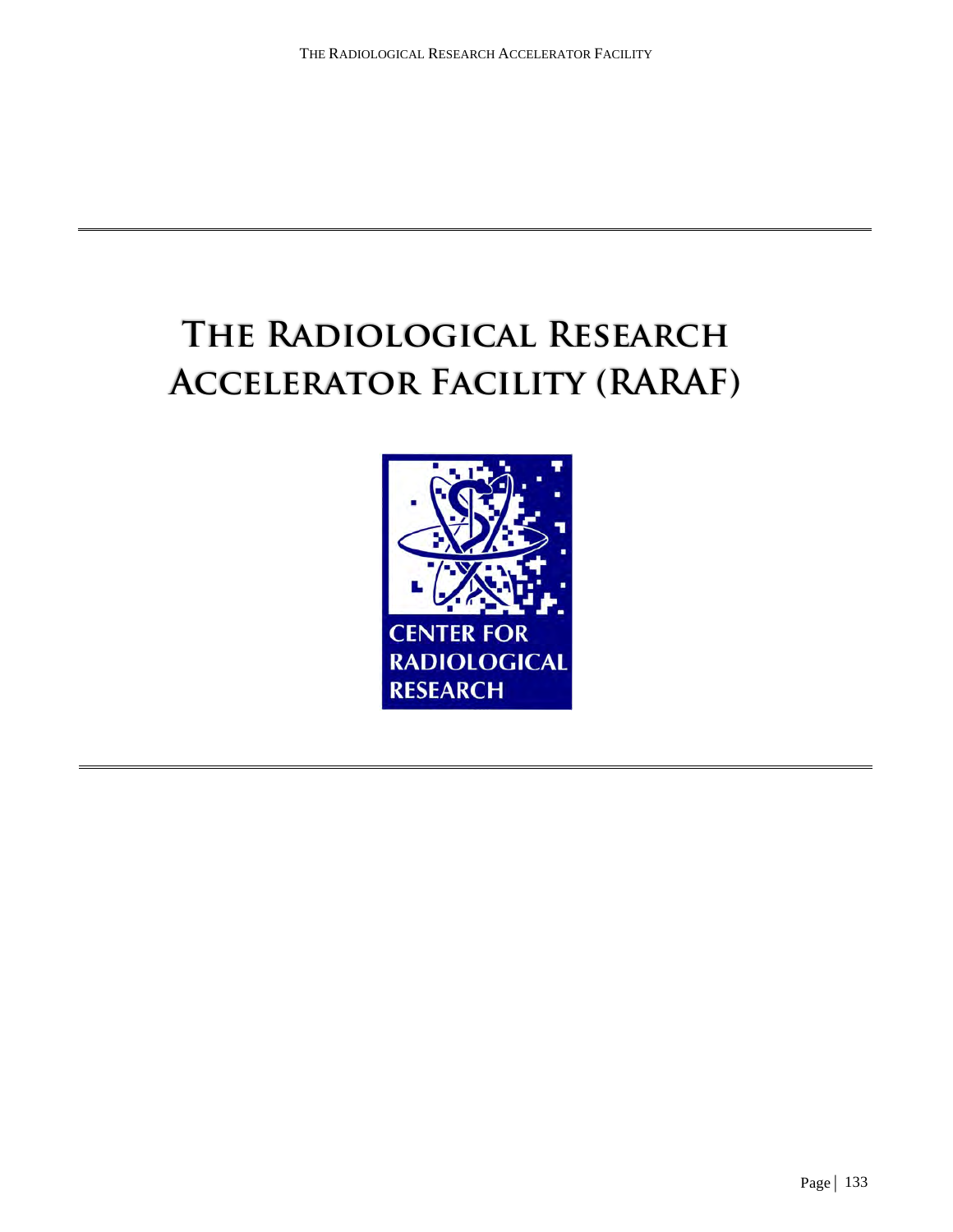# The Radiological Research Accelerator Facility (RARAF)

CENTER FOR RADIOLOGICAL RESEARCH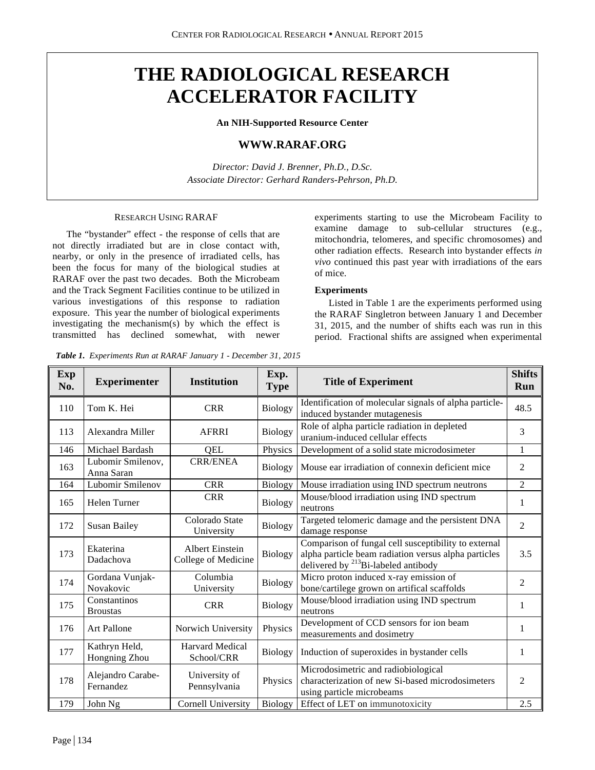# THE RADIOLOGICAL RESEARCH ACCELERATOR FACILITY

**An NIH-Supported Resource Center**

**WWW.RARAF.ORG**

*Director: David J. Brenner, Ph.D., D.Sc.*
*Associate Director: Gerhard Randers-Pehrson, Ph.D.*

## RESEARCH USING RARAF

The "bystander" effect - the response of cells that are not directly irradiated but are in close contact with, nearby, or only in the presence of irradiated cells, has been the focus for many of the biological studies at RARAF over the past two decades. Both the Microbeam and the Track Segment Facilities continue to be utilized in various investigations of this response to radiation exposure. This year the number of biological experiments investigating the mechanism(s) by which the effect is transmitted has declined somewhat, with newer experiments starting to use the Microbeam Facility to examine damage to sub-cellular structures (e.g., mitochondria, telomeres, and specific chromosomes) and other radiation effects. Research into bystander effects *in vivo* continued this past year with irradiations of the ears of mice.

### Experiments

Listed in Table 1 are the experiments performed using the RARAF Singletron between January 1 and December 31, 2015, and the number of shifts each was run in this period. Fractional shifts are assigned when experimental

***Table 1.*** *Experiments Run at RARAF January 1 - December 31, 2015*

| Exp No. | Experimenter | Institution | Exp. Type | Title of Experiment | Shifts Run |
|---|---|---|---|---|---|
| 110 | Tom K. Hei | CRR | Biology | Identification of molecular signals of alpha particle-induced bystander mutagenesis | 48.5 |
| 113 | Alexandra Miller | AFRRI | Biology | Role of alpha particle radiation in depleted uranium-induced cellular effects | 3 |
| 146 | Michael Bardash | QEL | Physics | Development of a solid state microdosimeter | 1 |
| 163 | Lubomir Smilenov, Anna Saran | CRR/ENEA | Biology | Mouse ear irradiation of connexin deficient mice | 2 |
| 164 | Lubomir Smilenov | CRR | Biology | Mouse irradiation using IND spectrum neutrons | 2 |
| 165 | Helen Turner | CRR | Biology | Mouse/blood irradiation using IND spectrum neutrons | 1 |
| 172 | Susan Bailey | Colorado State University | Biology | Targeted telomeric damage and the persistent DNA damage response | 2 |
| 173 | Ekaterina Dadachova | Albert Einstein College of Medicine | Biology | Comparison of fungal cell susceptibility to external alpha particle beam radiation versus alpha particles delivered by $^{213}$Bi-labeled antibody | 3.5 |
| 174 | Gordana Vunjak-Novakovic | Columbia University | Biology | Micro proton induced x-ray emission of bone/cartilege grown on artifical scaffolds | 2 |
| 175 | Constantinos Broustas | CRR | Biology | Mouse/blood irradiation using IND spectrum neutrons | 1 |
| 176 | Art Pallone | Norwich University | Physics | Development of CCD sensors for ion beam measurements and dosimetry | 1 |
| 177 | Kathryn Held, Hongning Zhou | Harvard Medical School/CRR | Biology | Induction of superoxides in bystander cells | 1 |
| 178 | Alejandro Carabe-Fernandez | University of Pennsylvania | Physics | Microdosimetric and radiobiological characterization of new Si-based microdosimeters using particle microbeams | 2 |
| 179 | John Ng | Cornell University | Biology | Effect of LET on immunotoxicity | 2.5 |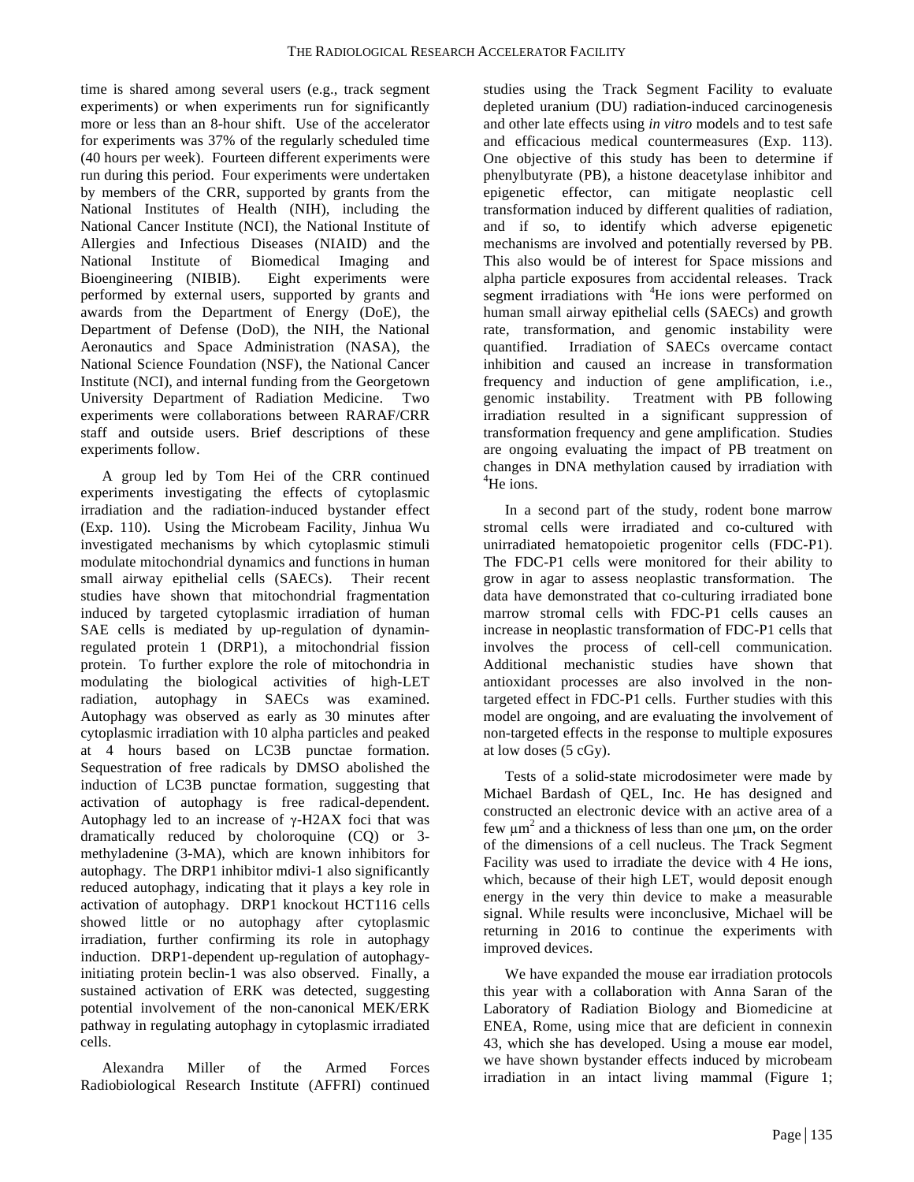time is shared among several users (e.g., track segment experiments) or when experiments run for significantly more or less than an 8-hour shift. Use of the accelerator for experiments was 37% of the regularly scheduled time (40 hours per week). Fourteen different experiments were run during this period. Four experiments were undertaken by members of the CRR, supported by grants from the National Institutes of Health (NIH), including the National Cancer Institute (NCI), the National Institute of Allergies and Infectious Diseases (NIAID) and the National Institute of Biomedical Imaging and Bioengineering (NIBIB). Eight experiments were performed by external users, supported by grants and awards from the Department of Energy (DoE), the Department of Defense (DoD), the NIH, the National Aeronautics and Space Administration (NASA), the National Science Foundation (NSF), the National Cancer Institute (NCI), and internal funding from the Georgetown University Department of Radiation Medicine. Two experiments were collaborations between RARAF/CRR staff and outside users. Brief descriptions of these experiments follow.

A group led by Tom Hei of the CRR continued experiments investigating the effects of cytoplasmic irradiation and the radiation-induced bystander effect (Exp. 110). Using the Microbeam Facility, Jinhua Wu investigated mechanisms by which cytoplasmic stimuli modulate mitochondrial dynamics and functions in human small airway epithelial cells (SAECs). Their recent studies have shown that mitochondrial fragmentation induced by targeted cytoplasmic irradiation of human SAE cells is mediated by up-regulation of dynamin-regulated protein 1 (DRP1), a mitochondrial fission protein. To further explore the role of mitochondria in modulating the biological activities of high-LET radiation, autophagy in SAECs was examined. Autophagy was observed as early as 30 minutes after cytoplasmic irradiation with 10 alpha particles and peaked at 4 hours based on LC3B punctae formation. Sequestration of free radicals by DMSO abolished the induction of LC3B punctae formation, suggesting that activation of autophagy is free radical-dependent. Autophagy led to an increase of γ-H2AX foci that was dramatically reduced by choloroquine (CQ) or 3-methyladenine (3-MA), which are known inhibitors for autophagy. The DRP1 inhibitor mdivi-1 also significantly reduced autophagy, indicating that it plays a key role in activation of autophagy. DRP1 knockout HCT116 cells showed little or no autophagy after cytoplasmic irradiation, further confirming its role in autophagy induction. DRP1-dependent up-regulation of autophagy-initiating protein beclin-1 was also observed. Finally, a sustained activation of ERK was detected, suggesting potential involvement of the non-canonical MEK/ERK pathway in regulating autophagy in cytoplasmic irradiated cells.

Alexandra Miller of the Armed Forces Radiobiological Research Institute (AFFRI) continued studies using the Track Segment Facility to evaluate depleted uranium (DU) radiation-induced carcinogenesis and other late effects using *in vitro* models and to test safe and efficacious medical countermeasures (Exp. 113). One objective of this study has been to determine if phenylbutyrate (PB), a histone deacetylase inhibitor and epigenetic effector, can mitigate neoplastic cell transformation induced by different qualities of radiation, and if so, to identify which adverse epigenetic mechanisms are involved and potentially reversed by PB. This also would be of interest for Space missions and alpha particle exposures from accidental releases. Track segment irradiations with $^{4}$He ions were performed on human small airway epithelial cells (SAECs) and growth rate, transformation, and genomic instability were quantified. Irradiation of SAECs overcame contact inhibition and caused an increase in transformation frequency and induction of gene amplification, i.e., genomic instability. Treatment with PB following irradiation resulted in a significant suppression of transformation frequency and gene amplification. Studies are ongoing evaluating the impact of PB treatment on changes in DNA methylation caused by irradiation with $^{4}$He ions.

In a second part of the study, rodent bone marrow stromal cells were irradiated and co-cultured with unirradiated hematopoietic progenitor cells (FDC-P1). The FDC-P1 cells were monitored for their ability to grow in agar to assess neoplastic transformation. The data have demonstrated that co-culturing irradiated bone marrow stromal cells with FDC-P1 cells causes an increase in neoplastic transformation of FDC-P1 cells that involves the process of cell-cell communication. Additional mechanistic studies have shown that antioxidant processes are also involved in the non-targeted effect in FDC-P1 cells. Further studies with this model are ongoing, and are evaluating the involvement of non-targeted effects in the response to multiple exposures at low doses (5 cGy).

Tests of a solid-state microdosimeter were made by Michael Bardash of QEL, Inc. He has designed and constructed an electronic device with an active area of a few $\mu m^2$ and a thickness of less than one μm, on the order of the dimensions of a cell nucleus. The Track Segment Facility was used to irradiate the device with 4 He ions, which, because of their high LET, would deposit enough energy in the very thin device to make a measurable signal. While results were inconclusive, Michael will be returning in 2016 to continue the experiments with improved devices.

We have expanded the mouse ear irradiation protocols this year with a collaboration with Anna Saran of the Laboratory of Radiation Biology and Biomedicine at ENEA, Rome, using mice that are deficient in connexin 43, which she has developed. Using a mouse ear model, we have shown bystander effects induced by microbeam irradiation in an intact living mammal (Figure 1;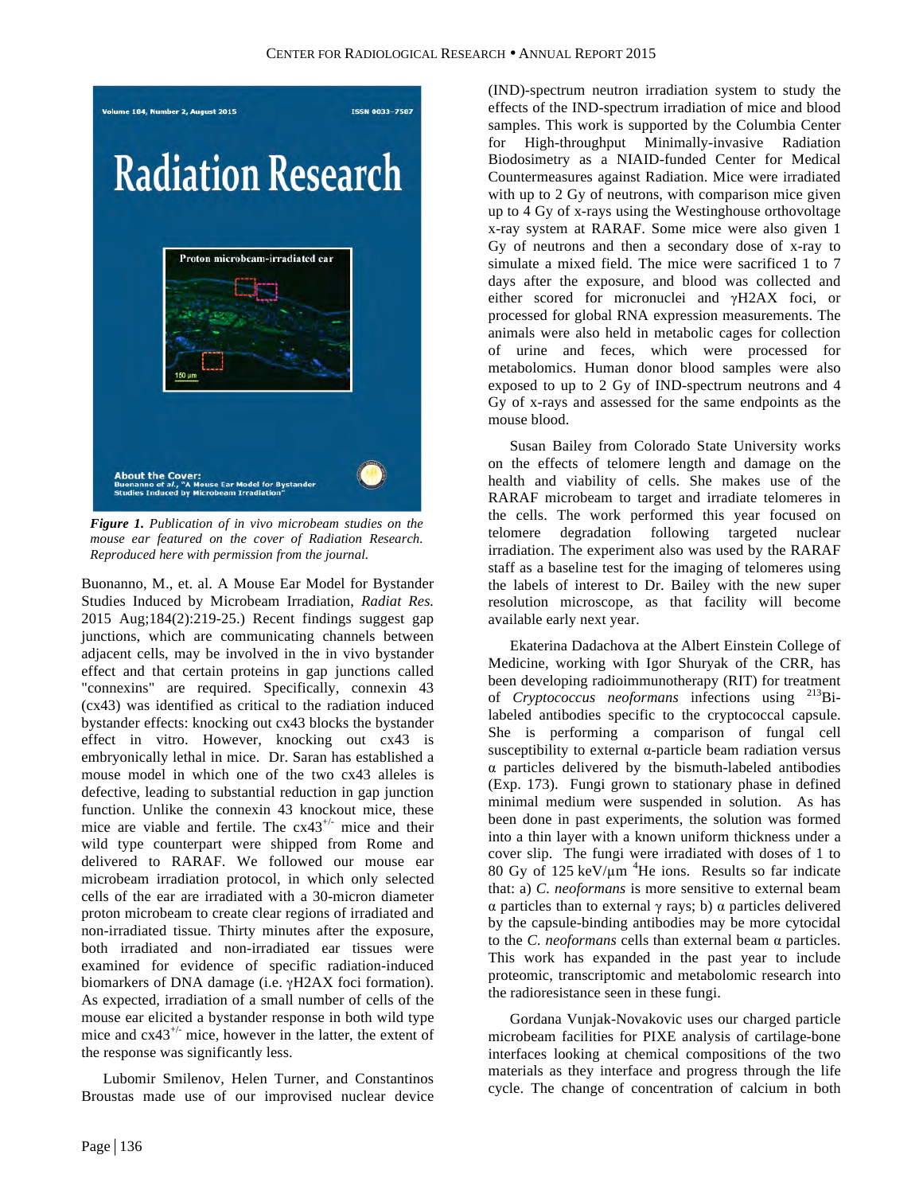*Figure 1. Publication of in vivo microbeam studies on the mouse ear featured on the cover of Radiation Research. Reproduced here with permission from the journal.*

Buonanno, M., et. al. A Mouse Ear Model for Bystander Studies Induced by Microbeam Irradiation, *Radiat Res.* 2015 Aug;184(2):219-25.) Recent findings suggest gap junctions, which are communicating channels between adjacent cells, may be involved in the in vivo bystander effect and that certain proteins in gap junctions called "connexins" are required. Specifically, connexin 43 (cx43) was identified as critical to the radiation induced bystander effects: knocking out cx43 blocks the bystander effect in vitro. However, knocking out cx43 is embryonically lethal in mice. Dr. Saran has established a mouse model in which one of the two cx43 alleles is defective, leading to substantial reduction in gap junction function. Unlike the connexin 43 knockout mice, these mice are viable and fertile. The $cx43^{+/-}$ mice and their wild type counterpart were shipped from Rome and delivered to RARAF. We followed our mouse ear microbeam irradiation protocol, in which only selected cells of the ear are irradiated with a 30-micron diameter proton microbeam to create clear regions of irradiated and non-irradiated tissue. Thirty minutes after the exposure, both irradiated and non-irradiated ear tissues were examined for evidence of specific radiation-induced biomarkers of DNA damage (i.e. γH2AX foci formation). As expected, irradiation of a small number of cells of the mouse ear elicited a bystander response in both wild type mice and $cx43^{+/-}$ mice, however in the latter, the extent of the response was significantly less.

Lubomir Smilenov, Helen Turner, and Constantinos Broustas made use of our improvised nuclear device (IND)-spectrum neutron irradiation system to study the effects of the IND-spectrum irradiation of mice and blood samples. This work is supported by the Columbia Center for High-throughput Minimally-invasive Radiation Biodosimetry as a NIAID-funded Center for Medical Countermeasures against Radiation. Mice were irradiated with up to 2 Gy of neutrons, with comparison mice given up to 4 Gy of x-rays using the Westinghouse orthovoltage x-ray system at RARAF. Some mice were also given 1 Gy of neutrons and then a secondary dose of x-ray to simulate a mixed field. The mice were sacrificed 1 to 7 days after the exposure, and blood was collected and either scored for micronuclei and γH2AX foci, or processed for global RNA expression measurements. The animals were also held in metabolic cages for collection of urine and feces, which were processed for metabolomics. Human donor blood samples were also exposed to up to 2 Gy of IND-spectrum neutrons and 4 Gy of x-rays and assessed for the same endpoints as the mouse blood.

Susan Bailey from Colorado State University works on the effects of telomere length and damage on the health and viability of cells. She makes use of the RARAF microbeam to target and irradiate telomeres in the cells. The work performed this year focused on telomere degradation following targeted nuclear irradiation. The experiment also was used by the RARAF staff as a baseline test for the imaging of telomeres using the labels of interest to Dr. Bailey with the new super resolution microscope, as that facility will become available early next year.

Ekaterina Dadachova at the Albert Einstein College of Medicine, working with Igor Shuryak of the CRR, has been developing radioimmunotherapy (RIT) for treatment of *Cryptococcus neoformans* infections using $^{213}$Bi-labeled antibodies specific to the cryptococcal capsule. She is performing a comparison of fungal cell susceptibility to external α-particle beam radiation versus α particles delivered by the bismuth-labeled antibodies (Exp. 173). Fungi grown to stationary phase in defined minimal medium were suspended in solution. As has been done in past experiments, the solution was formed into a thin layer with a known uniform thickness under a cover slip. The fungi were irradiated with doses of 1 to 80 Gy of 125 keV/μm $^{4}$He ions. Results so far indicate that: a) *C. neoformans* is more sensitive to external beam α particles than to external γ rays; b) α particles delivered by the capsule-binding antibodies may be more cytocidal to the *C. neoformans* cells than external beam α particles. This work has expanded in the past year to include proteomic, transcriptomic and metabolomic research into the radioresistance seen in these fungi.

Gordana Vunjak-Novakovic uses our charged particle microbeam facilities for PIXE analysis of cartilage-bone interfaces looking at chemical compositions of the two materials as they interface and progress through the life cycle. The change of concentration of calcium in both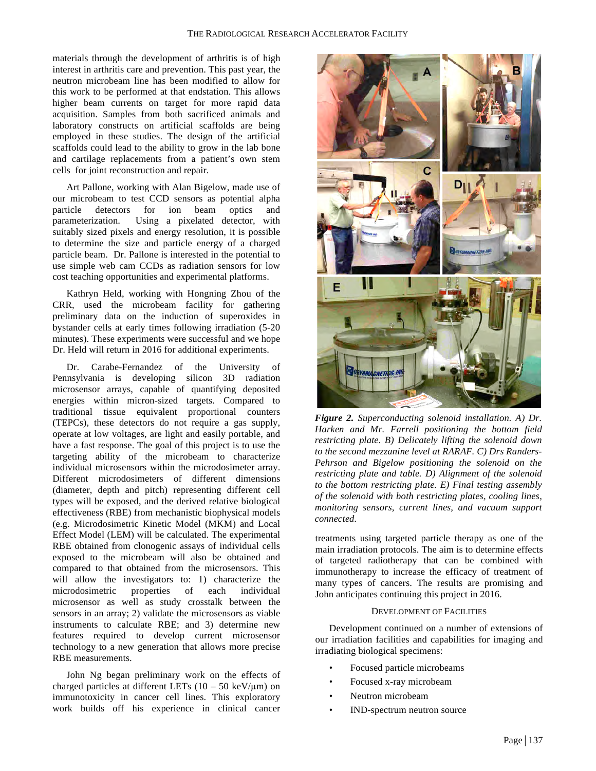materials through the development of arthritis is of high interest in arthritis care and prevention. This past year, the neutron microbeam line has been modified to allow for this work to be performed at that endstation. This allows higher beam currents on target for more rapid data acquisition. Samples from both sacrificed animals and laboratory constructs on artificial scaffolds are being employed in these studies. The design of the artificial scaffolds could lead to the ability to grow in the lab bone and cartilage replacements from a patient's own stem cells for joint reconstruction and repair.

Art Pallone, working with Alan Bigelow, made use of our microbeam to test CCD sensors as potential alpha particle detectors for ion beam optics and parameterization. Using a pixelated detector, with suitably sized pixels and energy resolution, it is possible to determine the size and particle energy of a charged particle beam. Dr. Pallone is interested in the potential to use simple web cam CCDs as radiation sensors for low cost teaching opportunities and experimental platforms.

Kathryn Held, working with Hongning Zhou of the CRR, used the microbeam facility for gathering preliminary data on the induction of superoxides in bystander cells at early times following irradiation (5-20 minutes). These experiments were successful and we hope Dr. Held will return in 2016 for additional experiments.

Dr. Carabe-Fernandez of the University of Pennsylvania is developing silicon 3D radiation microsensor arrays, capable of quantifying deposited energies within micron-sized targets. Compared to traditional tissue equivalent proportional counters (TEPCs), these detectors do not require a gas supply, operate at low voltages, are light and easily portable, and have a fast response. The goal of this project is to use the targeting ability of the microbeam to characterize individual microsensors within the microdosimeter array. Different microdosimeters of different dimensions (diameter, depth and pitch) representing different cell types will be exposed, and the derived relative biological effectiveness (RBE) from mechanistic biophysical models (e.g. Microdosimetric Kinetic Model (MKM) and Local Effect Model (LEM) will be calculated. The experimental RBE obtained from clonogenic assays of individual cells exposed to the microbeam will also be obtained and compared to that obtained from the microsensors. This will allow the investigators to: 1) characterize the microdosimetric properties of each individual microsensor as well as study crosstalk between the sensors in an array; 2) validate the microsensors as viable instruments to calculate RBE; and 3) determine new features required to develop current microsensor technology to a new generation that allows more precise RBE measurements.

John Ng began preliminary work on the effects of charged particles at different LETs (10 – 50 keV/μm) on immunotoxicity in cancer cell lines. This exploratory work builds off his experience in clinical cancer treatments using targeted particle therapy as one of the main irradiation protocols. The aim is to determine effects of targeted radiotherapy that can be combined with immunotherapy to increase the efficacy of treatment of many types of cancers. The results are promising and John anticipates continuing this project in 2016.

***Figure 2.*** *Superconducting solenoid installation. A) Dr. Harken and Mr. Farrell positioning the bottom field restricting plate. B) Delicately lifting the solenoid down to the second mezzanine level at RARAF. C) Drs Randers-Pehrson and Bigelow positioning the solenoid on the restricting plate and table. D) Alignment of the solenoid to the bottom restricting plate. E) Final testing assembly of the solenoid with both restricting plates, cooling lines, monitoring sensors, current lines, and vacuum support connected.*

## Development of Facilities

Development continued on a number of extensions of our irradiation facilities and capabilities for imaging and irradiating biological specimens:

- Focused particle microbeams
- Focused x-ray microbeam
- Neutron microbeam
- IND-spectrum neutron source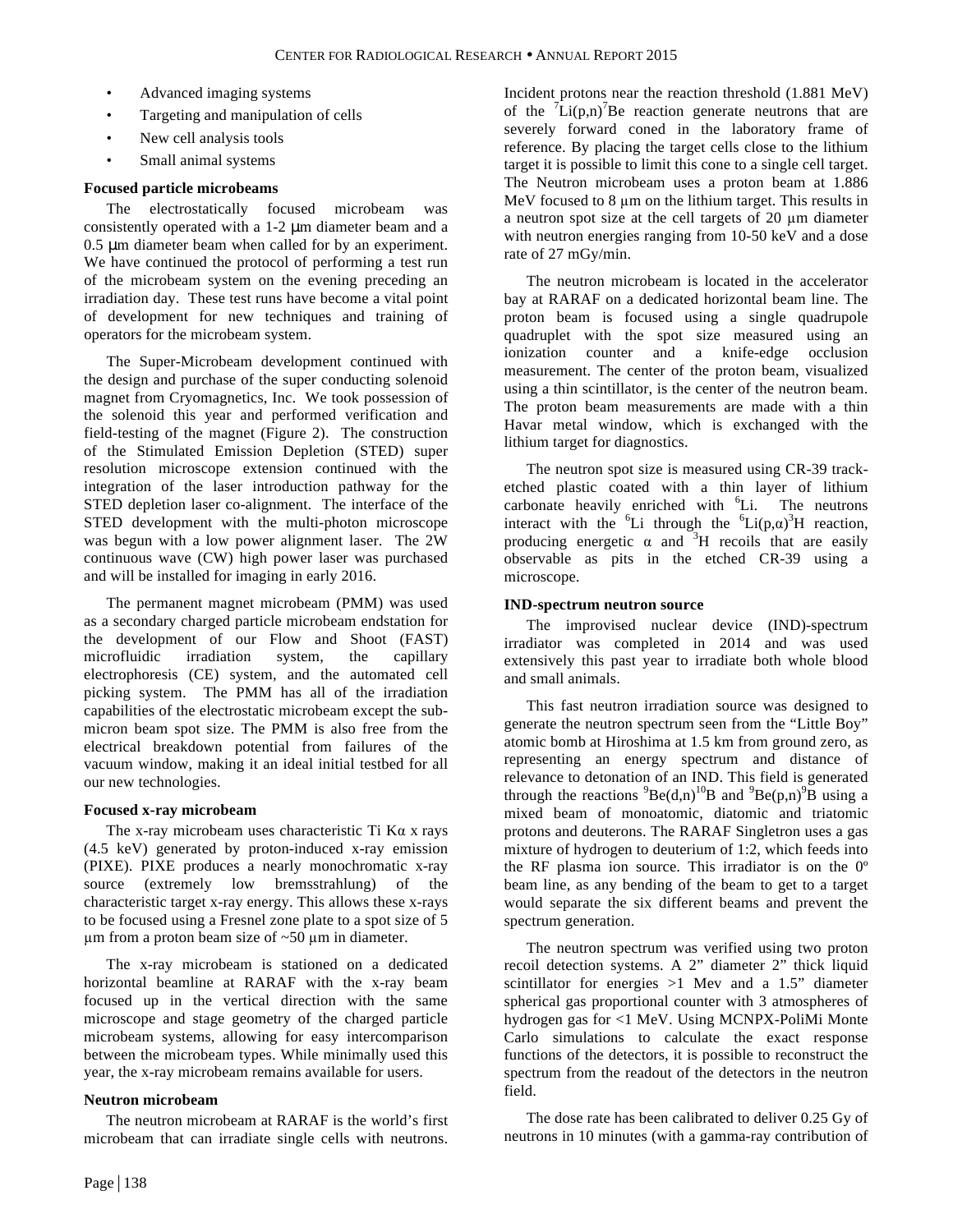- Advanced imaging systems
- Targeting and manipulation of cells
- New cell analysis tools
- Small animal systems

**Focused particle microbeams**

The electrostatically focused microbeam was consistently operated with a 1-2 μm diameter beam and a 0.5 μm diameter beam when called for by an experiment. We have continued the protocol of performing a test run of the microbeam system on the evening preceding an irradiation day. These test runs have become a vital point of development for new techniques and training of operators for the microbeam system.

The Super-Microbeam development continued with the design and purchase of the super conducting solenoid magnet from Cryomagnetics, Inc. We took possession of the solenoid this year and performed verification and field-testing of the magnet (Figure 2). The construction of the Stimulated Emission Depletion (STED) super resolution microscope extension continued with the integration of the laser introduction pathway for the STED depletion laser co-alignment. The interface of the STED development with the multi-photon microscope was begun with a low power alignment laser. The 2W continuous wave (CW) high power laser was purchased and will be installed for imaging in early 2016.

The permanent magnet microbeam (PMM) was used as a secondary charged particle microbeam endstation for the development of our Flow and Shoot (FAST) microfluidic irradiation system, the capillary electrophoresis (CE) system, and the automated cell picking system. The PMM has all of the irradiation capabilities of the electrostatic microbeam except the sub-micron beam spot size. The PMM is also free from the electrical breakdown potential from failures of the vacuum window, making it an ideal initial testbed for all our new technologies.

**Focused x-ray microbeam**

The x-ray microbeam uses characteristic Ti Kα x rays (4.5 keV) generated by proton-induced x-ray emission (PIXE). PIXE produces a nearly monochromatic x-ray source (extremely low bremsstrahlung) of the characteristic target x-ray energy. This allows these x-rays to be focused using a Fresnel zone plate to a spot size of 5 μm from a proton beam size of ~50 μm in diameter.

The x-ray microbeam is stationed on a dedicated horizontal beamline at RARAF with the x-ray beam focused up in the vertical direction with the same microscope and stage geometry of the charged particle microbeam systems, allowing for easy intercomparison between the microbeam types. While minimally used this year, the x-ray microbeam remains available for users.

**Neutron microbeam**

The neutron microbeam at RARAF is the world's first microbeam that can irradiate single cells with neutrons. Incident protons near the reaction threshold (1.881 MeV) of the $^{7}Li(p,n)^{7}Be$ reaction generate neutrons that are severely forward coned in the laboratory frame of reference. By placing the target cells close to the lithium target it is possible to limit this cone to a single cell target. The Neutron microbeam uses a proton beam at 1.886 MeV focused to 8 μm on the lithium target. This results in a neutron spot size at the cell targets of 20 μm diameter with neutron energies ranging from 10-50 keV and a dose rate of 27 mGy/min.

The neutron microbeam is located in the accelerator bay at RARAF on a dedicated horizontal beam line. The proton beam is focused using a single quadrupole quadruplet with the spot size measured using an ionization counter and a knife-edge occlusion measurement. The center of the proton beam, visualized using a thin scintillator, is the center of the neutron beam. The proton beam measurements are made with a thin Havar metal window, which is exchanged with the lithium target for diagnostics.

The neutron spot size is measured using CR-39 track-etched plastic coated with a thin layer of lithium carbonate heavily enriched with $^{6}Li$. The neutrons interact with the $^{6}Li$ through the $^{6}Li(p,\alpha)^{3}H$ reaction, producing energetic α and $^{3}H$ recoils that are easily observable as pits in the etched CR-39 using a microscope.

**IND-spectrum neutron source**

The improvised nuclear device (IND)-spectrum irradiator was completed in 2014 and was used extensively this past year to irradiate both whole blood and small animals.

This fast neutron irradiation source was designed to generate the neutron spectrum seen from the "Little Boy" atomic bomb at Hiroshima at 1.5 km from ground zero, as representing an energy spectrum and distance of relevance to detonation of an IND. This field is generated through the reactions $^{9}Be(d,n)^{10}B$ and $^{9}Be(p,n)^{9}B$ using a mixed beam of monoatomic, diatomic and triatomic protons and deuterons. The RARAF Singletron uses a gas mixture of hydrogen to deuterium of 1:2, which feeds into the RF plasma ion source. This irradiator is on the 0º beam line, as any bending of the beam to get to a target would separate the six different beams and prevent the spectrum generation.

The neutron spectrum was verified using two proton recoil detection systems. A 2" diameter 2" thick liquid scintillator for energies >1 Mev and a 1.5" diameter spherical gas proportional counter with 3 atmospheres of hydrogen gas for <1 MeV. Using MCNPX-PoliMi Monte Carlo simulations to calculate the exact response functions of the detectors, it is possible to reconstruct the spectrum from the readout of the detectors in the neutron field.

The dose rate has been calibrated to deliver 0.25 Gy of neutrons in 10 minutes (with a gamma-ray contribution of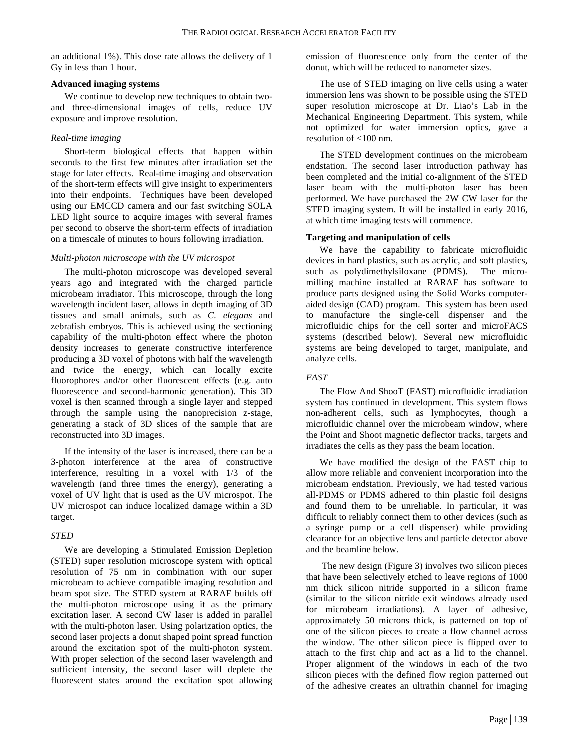an additional 1%). This dose rate allows the delivery of 1 Gy in less than 1 hour.

**Advanced imaging systems**

We continue to develop new techniques to obtain two- and three-dimensional images of cells, reduce UV exposure and improve resolution.

*Real-time imaging*

Short-term biological effects that happen within seconds to the first few minutes after irradiation set the stage for later effects. Real-time imaging and observation of the short-term effects will give insight to experimenters into their endpoints. Techniques have been developed using our EMCCD camera and our fast switching SOLA LED light source to acquire images with several frames per second to observe the short-term effects of irradiation on a timescale of minutes to hours following irradiation.

*Multi-photon microscope with the UV microspot*

The multi-photon microscope was developed several years ago and integrated with the charged particle microbeam irradiator. This microscope, through the long wavelength incident laser, allows in depth imaging of 3D tissues and small animals, such as *C. elegans* and zebrafish embryos. This is achieved using the sectioning capability of the multi-photon effect where the photon density increases to generate constructive interference producing a 3D voxel of photons with half the wavelength and twice the energy, which can locally excite fluorophores and/or other fluorescent effects (e.g. auto fluorescence and second-harmonic generation). This 3D voxel is then scanned through a single layer and stepped through the sample using the nanoprecision z-stage, generating a stack of 3D slices of the sample that are reconstructed into 3D images.

If the intensity of the laser is increased, there can be a 3-photon interference at the area of constructive interference, resulting in a voxel with 1/3 of the wavelength (and three times the energy), generating a voxel of UV light that is used as the UV microspot. The UV microspot can induce localized damage within a 3D target.

*STED*

We are developing a Stimulated Emission Depletion (STED) super resolution microscope system with optical resolution of 75 nm in combination with our super microbeam to achieve compatible imaging resolution and beam spot size. The STED system at RARAF builds off the multi-photon microscope using it as the primary excitation laser. A second CW laser is added in parallel with the multi-photon laser. Using polarization optics, the second laser projects a donut shaped point spread function around the excitation spot of the multi-photon system. With proper selection of the second laser wavelength and sufficient intensity, the second laser will deplete the fluorescent states around the excitation spot allowing emission of fluorescence only from the center of the donut, which will be reduced to nanometer sizes.

The use of STED imaging on live cells using a water immersion lens was shown to be possible using the STED super resolution microscope at Dr. Liao's Lab in the Mechanical Engineering Department. This system, while not optimized for water immersion optics, gave a resolution of <100 nm.

The STED development continues on the microbeam endstation. The second laser introduction pathway has been completed and the initial co-alignment of the STED laser beam with the multi-photon laser has been performed. We have purchased the 2W CW laser for the STED imaging system. It will be installed in early 2016, at which time imaging tests will commence.

**Targeting and manipulation of cells**

We have the capability to fabricate microfluidic devices in hard plastics, such as acrylic, and soft plastics, such as polydimethylsiloxane (PDMS). The micro-milling machine installed at RARAF has software to produce parts designed using the Solid Works computer-aided design (CAD) program. This system has been used to manufacture the single-cell dispenser and the microfluidic chips for the cell sorter and microFACS systems (described below). Several new microfluidic systems are being developed to target, manipulate, and analyze cells.

*FAST*

The Flow And ShooT (FAST) microfluidic irradiation system has continued in development. This system flows non-adherent cells, such as lymphocytes, though a microfluidic channel over the microbeam window, where the Point and Shoot magnetic deflector tracks, targets and irradiates the cells as they pass the beam location.

We have modified the design of the FAST chip to allow more reliable and convenient incorporation into the microbeam endstation. Previously, we had tested various all-PDMS or PDMS adhered to thin plastic foil designs and found them to be unreliable. In particular, it was difficult to reliably connect them to other devices (such as a syringe pump or a cell dispenser) while providing clearance for an objective lens and particle detector above and the beamline below.

The new design (Figure 3) involves two silicon pieces that have been selectively etched to leave regions of 1000 nm thick silicon nitride supported in a silicon frame (similar to the silicon nitride exit windows already used for microbeam irradiations). A layer of adhesive, approximately 50 microns thick, is patterned on top of one of the silicon pieces to create a flow channel across the window. The other silicon piece is flipped over to attach to the first chip and act as a lid to the channel. Proper alignment of the windows in each of the two silicon pieces with the defined flow region patterned out of the adhesive creates an ultrathin channel for imaging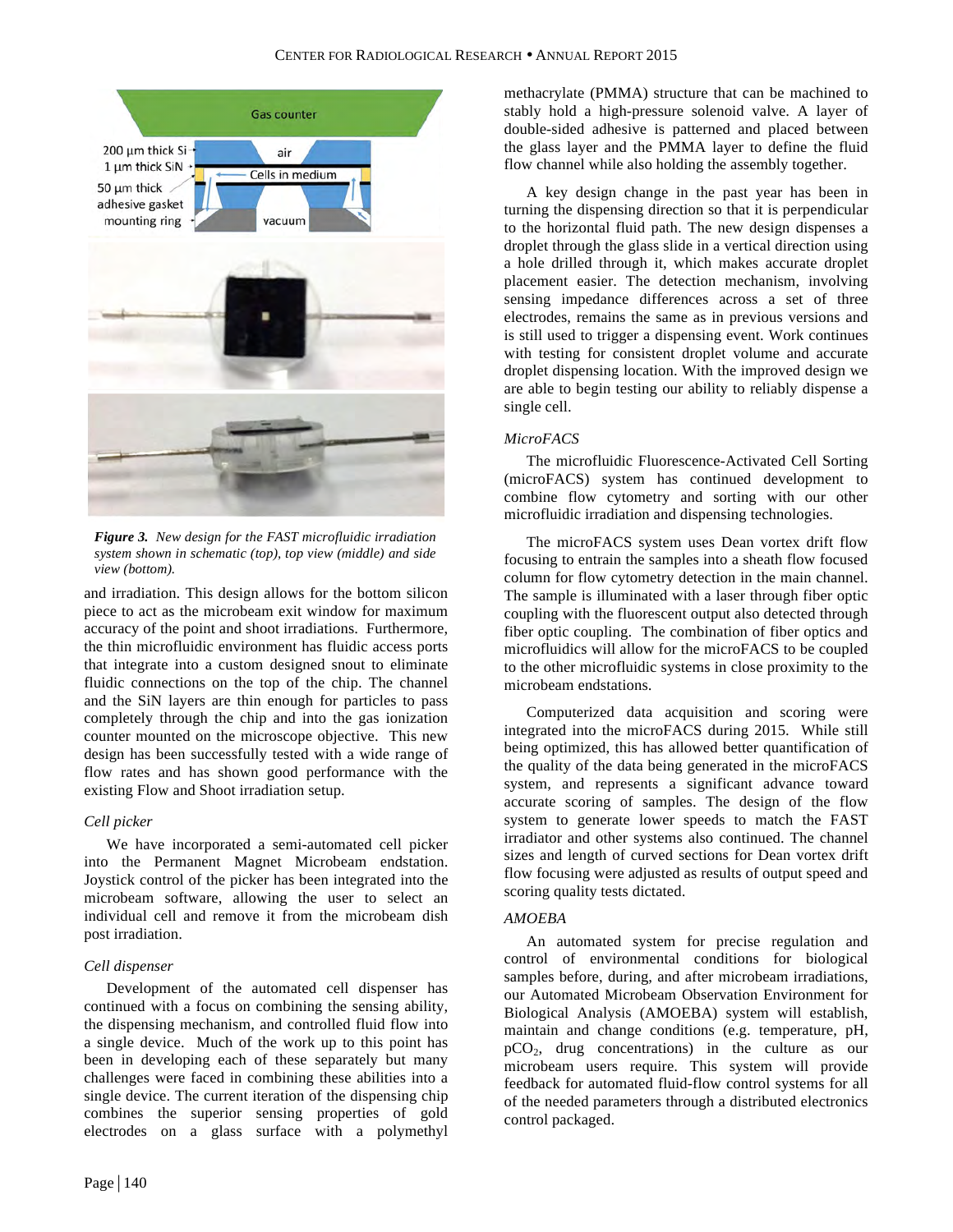*Figure 3. New design for the FAST microfluidic irradiation system shown in schematic (top), top view (middle) and side view (bottom).*

and irradiation. This design allows for the bottom silicon piece to act as the microbeam exit window for maximum accuracy of the point and shoot irradiations. Furthermore, the thin microfluidic environment has fluidic access ports that integrate into a custom designed snout to eliminate fluidic connections on the top of the chip. The channel and the SiN layers are thin enough for particles to pass completely through the chip and into the gas ionization counter mounted on the microscope objective. This new design has been successfully tested with a wide range of flow rates and has shown good performance with the existing Flow and Shoot irradiation setup.

*Cell picker*

We have incorporated a semi-automated cell picker into the Permanent Magnet Microbeam endstation. Joystick control of the picker has been integrated into the microbeam software, allowing the user to select an individual cell and remove it from the microbeam dish post irradiation.

*Cell dispenser*

Development of the automated cell dispenser has continued with a focus on combining the sensing ability, the dispensing mechanism, and controlled fluid flow into a single device. Much of the work up to this point has been in developing each of these separately but many challenges were faced in combining these abilities into a single device. The current iteration of the dispensing chip combines the superior sensing properties of gold electrodes on a glass surface with a polymethyl methacrylate (PMMA) structure that can be machined to stably hold a high-pressure solenoid valve. A layer of double-sided adhesive is patterned and placed between the glass layer and the PMMA layer to define the fluid flow channel while also holding the assembly together.

A key design change in the past year has been in turning the dispensing direction so that it is perpendicular to the horizontal fluid path. The new design dispenses a droplet through the glass slide in a vertical direction using a hole drilled through it, which makes accurate droplet placement easier. The detection mechanism, involving sensing impedance differences across a set of three electrodes, remains the same as in previous versions and is still used to trigger a dispensing event. Work continues with testing for consistent droplet volume and accurate droplet dispensing location. With the improved design we are able to begin testing our ability to reliably dispense a single cell.

*MicroFACS*

The microfluidic Fluorescence-Activated Cell Sorting (microFACS) system has continued development to combine flow cytometry and sorting with our other microfluidic irradiation and dispensing technologies.

The microFACS system uses Dean vortex drift flow focusing to entrain the samples into a sheath flow focused column for flow cytometry detection in the main channel. The sample is illuminated with a laser through fiber optic coupling with the fluorescent output also detected through fiber optic coupling. The combination of fiber optics and microfluidics will allow for the microFACS to be coupled to the other microfluidic systems in close proximity to the microbeam endstations.

Computerized data acquisition and scoring were integrated into the microFACS during 2015. While still being optimized, this has allowed better quantification of the quality of the data being generated in the microFACS system, and represents a significant advance toward accurate scoring of samples. The design of the flow system to generate lower speeds to match the FAST irradiator and other systems also continued. The channel sizes and length of curved sections for Dean vortex drift flow focusing were adjusted as results of output speed and scoring quality tests dictated.

*AMOEBA*

An automated system for precise regulation and control of environmental conditions for biological samples before, during, and after microbeam irradiations, our Automated Microbeam Observation Environment for Biological Analysis (AMOEBA) system will establish, maintain and change conditions (e.g. temperature, pH, $pCO_2$, drug concentrations) in the culture as our microbeam users require. This system will provide feedback for automated fluid-flow control systems for all of the needed parameters through a distributed electronics control packaged.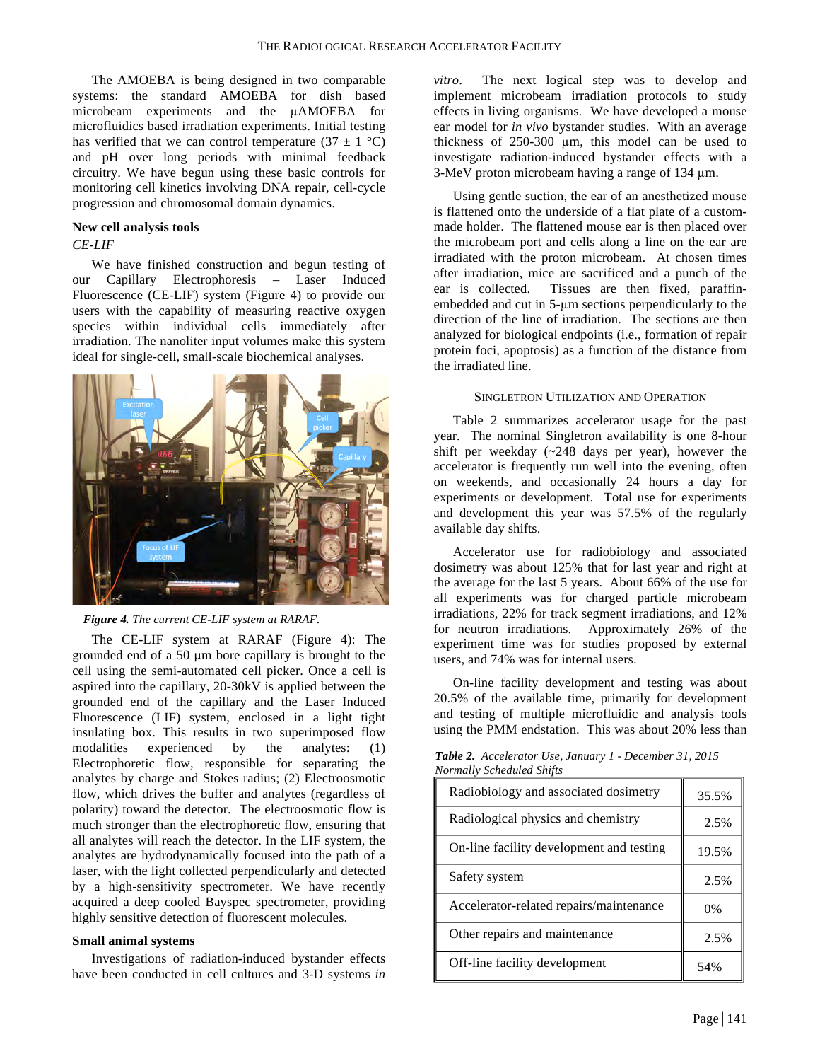The AMOEBA is being designed in two comparable systems: the standard AMOEBA for dish based microbeam experiments and the µAMOEBA for microfluidics based irradiation experiments. Initial testing has verified that we can control temperature (37 ± 1 °C) and pH over long periods with minimal feedback circuitry. We have begun using these basic controls for monitoring cell kinetics involving DNA repair, cell-cycle progression and chromosomal domain dynamics.

### New cell analysis tools

*CE-LIF*

We have finished construction and begun testing of our Capillary Electrophoresis – Laser Induced Fluorescence (CE-LIF) system (Figure 4) to provide our users with the capability of measuring reactive oxygen species within individual cells immediately after irradiation. The nanoliter input volumes make this system ideal for single-cell, small-scale biochemical analyses.

***Figure 4.*** *The current CE-LIF system at RARAF.*

The CE-LIF system at RARAF (Figure 4): The grounded end of a 50 µm bore capillary is brought to the cell using the semi-automated cell picker. Once a cell is aspired into the capillary, 20-30kV is applied between the grounded end of the capillary and the Laser Induced Fluorescence (LIF) system, enclosed in a light tight insulating box. This results in two superimposed flow modalities experienced by the analytes: (1) Electrophoretic flow, responsible for separating the analytes by charge and Stokes radius; (2) Electroosmotic flow, which drives the buffer and analytes (regardless of polarity) toward the detector. The electroosmotic flow is much stronger than the electrophoretic flow, ensuring that all analytes will reach the detector. In the LIF system, the analytes are hydrodynamically focused into the path of a laser, with the light collected perpendicularly and detected by a high-sensitivity spectrometer. We have recently acquired a deep cooled Bayspec spectrometer, providing highly sensitive detection of fluorescent molecules.

### Small animal systems

Investigations of radiation-induced bystander effects have been conducted in cell cultures and 3-D systems *in vitro*. The next logical step was to develop and implement microbeam irradiation protocols to study effects in living organisms. We have developed a mouse ear model for *in vivo* bystander studies. With an average thickness of 250-300 µm, this model can be used to investigate radiation-induced bystander effects with a 3-MeV proton microbeam having a range of 134 µm.

Using gentle suction, the ear of an anesthetized mouse is flattened onto the underside of a flat plate of a custom-made holder. The flattened mouse ear is then placed over the microbeam port and cells along a line on the ear are irradiated with the proton microbeam. At chosen times after irradiation, mice are sacrificed and a punch of the ear is collected. Tissues are then fixed, paraffin-embedded and cut in 5-µm sections perpendicularly to the direction of the line of irradiation. The sections are then analyzed for biological endpoints (i.e., formation of repair protein foci, apoptosis) as a function of the distance from the irradiated line.

## Singletron Utilization and Operation

Table 2 summarizes accelerator usage for the past year. The nominal Singletron availability is one 8-hour shift per weekday (~248 days per year), however the accelerator is frequently run well into the evening, often on weekends, and occasionally 24 hours a day for experiments or development. Total use for experiments and development this year was 57.5% of the regularly available day shifts.

Accelerator use for radiobiology and associated dosimetry was about 125% that for last year and right at the average for the last 5 years. About 66% of the use for all experiments was for charged particle microbeam irradiations, 22% for track segment irradiations, and 12% for neutron irradiations. Approximately 26% of the experiment time was for studies proposed by external users, and 74% was for internal users.

On-line facility development and testing was about 20.5% of the available time, primarily for development and testing of multiple microfluidic and analysis tools using the PMM endstation. This was about 20% less than

***Table 2.*** *Accelerator Use, January 1 - December 31, 2015 Normally Scheduled Shifts*

| Category | Percent |
|---|---|
| Radiobiology and associated dosimetry | 35.5% |
| Radiological physics and chemistry | 2.5% |
| On-line facility development and testing | 19.5% |
| Safety system | 2.5% |
| Accelerator-related repairs/maintenance | 0% |
| Other repairs and maintenance | 2.5% |
| Off-line facility development | 54% |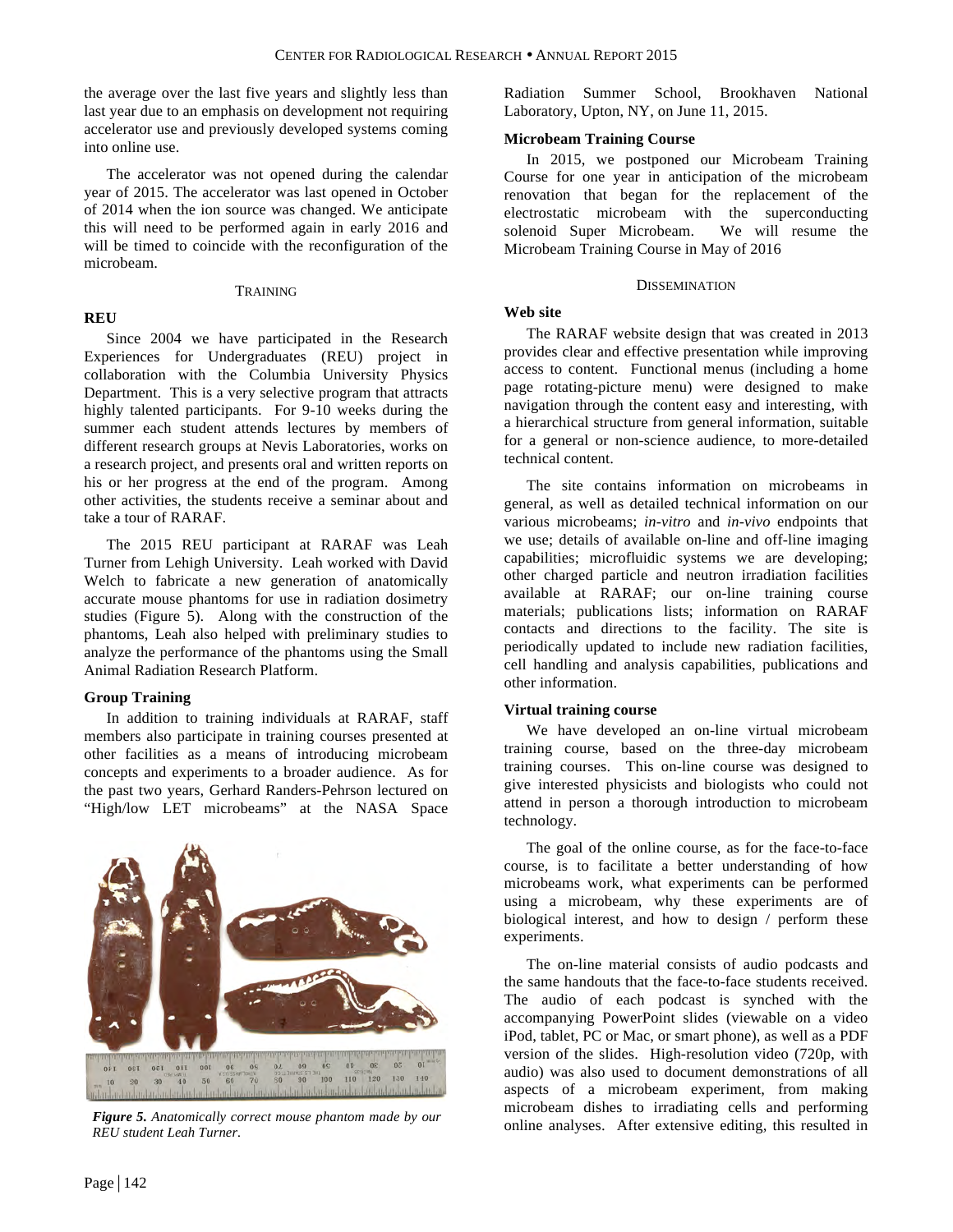the average over the last five years and slightly less than last year due to an emphasis on development not requiring accelerator use and previously developed systems coming into online use.

The accelerator was not opened during the calendar year of 2015. The accelerator was last opened in October of 2014 when the ion source was changed. We anticipate this will need to be performed again in early 2016 and will be timed to coincide with the reconfiguration of the microbeam.

## TRAINING

### REU

Since 2004 we have participated in the Research Experiences for Undergraduates (REU) project in collaboration with the Columbia University Physics Department. This is a very selective program that attracts highly talented participants. For 9-10 weeks during the summer each student attends lectures by members of different research groups at Nevis Laboratories, works on a research project, and presents oral and written reports on his or her progress at the end of the program. Among other activities, the students receive a seminar about and take a tour of RARAF.

The 2015 REU participant at RARAF was Leah Turner from Lehigh University. Leah worked with David Welch to fabricate a new generation of anatomically accurate mouse phantoms for use in radiation dosimetry studies (Figure 5). Along with the construction of the phantoms, Leah also helped with preliminary studies to analyze the performance of the phantoms using the Small Animal Radiation Research Platform.

### Group Training

In addition to training individuals at RARAF, staff members also participate in training courses presented at other facilities as a means of introducing microbeam concepts and experiments to a broader audience. As for the past two years, Gerhard Randers-Pehrson lectured on "High/low LET microbeams" at the NASA Space Radiation Summer School, Brookhaven National Laboratory, Upton, NY, on June 11, 2015.

*Figure 5. Anatomically correct mouse phantom made by our REU student Leah Turner.*

### Microbeam Training Course

In 2015, we postponed our Microbeam Training Course for one year in anticipation of the microbeam renovation that began for the replacement of the electrostatic microbeam with the superconducting solenoid Super Microbeam. We will resume the Microbeam Training Course in May of 2016

## DISSEMINATION

### Web site

The RARAF website design that was created in 2013 provides clear and effective presentation while improving access to content. Functional menus (including a home page rotating-picture menu) were designed to make navigation through the content easy and interesting, with a hierarchical structure from general information, suitable for a general or non-science audience, to more-detailed technical content.

The site contains information on microbeams in general, as well as detailed technical information on our various microbeams; *in-vitro* and *in-vivo* endpoints that we use; details of available on-line and off-line imaging capabilities; microfluidic systems we are developing; other charged particle and neutron irradiation facilities available at RARAF; our on-line training course materials; publications lists; information on RARAF contacts and directions to the facility. The site is periodically updated to include new radiation facilities, cell handling and analysis capabilities, publications and other information.

### Virtual training course

We have developed an on-line virtual microbeam training course, based on the three-day microbeam training courses. This on-line course was designed to give interested physicists and biologists who could not attend in person a thorough introduction to microbeam technology.

The goal of the online course, as for the face-to-face course, is to facilitate a better understanding of how microbeams work, what experiments can be performed using a microbeam, why these experiments are of biological interest, and how to design / perform these experiments.

The on-line material consists of audio podcasts and the same handouts that the face-to-face students received. The audio of each podcast is synched with the accompanying PowerPoint slides (viewable on a video iPod, tablet, PC or Mac, or smart phone), as well as a PDF version of the slides. High-resolution video (720p, with audio) was also used to document demonstrations of all aspects of a microbeam experiment, from making microbeam dishes to irradiating cells and performing online analyses. After extensive editing, this resulted in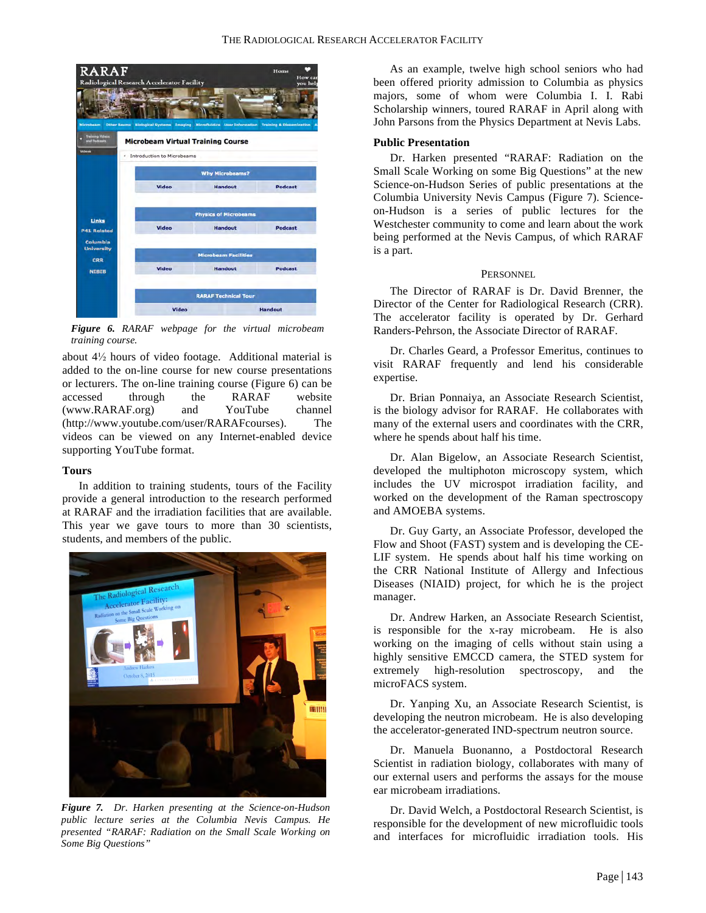*Figure 6. RARAF webpage for the virtual microbeam training course.*

about 4½ hours of video footage. Additional material is added to the on-line course for new course presentations or lecturers. The on-line training course (Figure 6) can be accessed through the RARAF website (www.RARAF.org) and YouTube channel (http://www.youtube.com/user/RARAFcourses). The videos can be viewed on any Internet-enabled device supporting YouTube format.

### Tours

In addition to training students, tours of the Facility provide a general introduction to the research performed at RARAF and the irradiation facilities that are available. This year we gave tours to more than 30 scientists, students, and members of the public.

*Figure 7. Dr. Harken presenting at the Science-on-Hudson public lecture series at the Columbia University Nevis Campus. He presented "RARAF: Radiation on the Small Scale Working on Some Big Questions"*

As an example, twelve high school seniors who had been offered priority admission to Columbia as physics majors, some of whom were Columbia I. I. Rabi Scholarship winners, toured RARAF in April along with John Parsons from the Physics Department at Nevis Labs.

### Public Presentation

Dr. Harken presented "RARAF: Radiation on the Small Scale Working on some Big Questions" at the new Science-on-Hudson Series of public presentations at the Columbia University Nevis Campus (Figure 7). Science-on-Hudson is a series of public lectures for the Westchester community to come and learn about the work being performed at the Nevis Campus, of which RARAF is a part.

## Personnel

The Director of RARAF is Dr. David Brenner, the Director of the Center for Radiological Research (CRR). The accelerator facility is operated by Dr. Gerhard Randers-Pehrson, the Associate Director of RARAF.

Dr. Charles Geard, a Professor Emeritus, continues to visit RARAF frequently and lend his considerable expertise.

Dr. Brian Ponnaiya, an Associate Research Scientist, is the biology advisor for RARAF. He collaborates with many of the external users and coordinates with the CRR, where he spends about half his time.

Dr. Alan Bigelow, an Associate Research Scientist, developed the multiphoton microscopy system, which includes the UV microspot irradiation facility, and worked on the development of the Raman spectroscopy and AMOEBA systems.

Dr. Guy Garty, an Associate Professor, developed the Flow and Shoot (FAST) system and is developing the CE-LIF system. He spends about half his time working on the CRR National Institute of Allergy and Infectious Diseases (NIAID) project, for which he is the project manager.

Dr. Andrew Harken, an Associate Research Scientist, is responsible for the x-ray microbeam. He is also working on the imaging of cells without stain using a highly sensitive EMCCD camera, the STED system for extremely high-resolution spectroscopy, and the microFACS system.

Dr. Yanping Xu, an Associate Research Scientist, is developing the neutron microbeam. He is also developing the accelerator-generated IND-spectrum neutron source.

Dr. Manuela Buonanno, a Postdoctoral Research Scientist in radiation biology, collaborates with many of our external users and performs the assays for the mouse ear microbeam irradiations.

Dr. David Welch, a Postdoctoral Research Scientist, is responsible for the development of new microfluidic tools and interfaces for microfluidic irradiation tools. His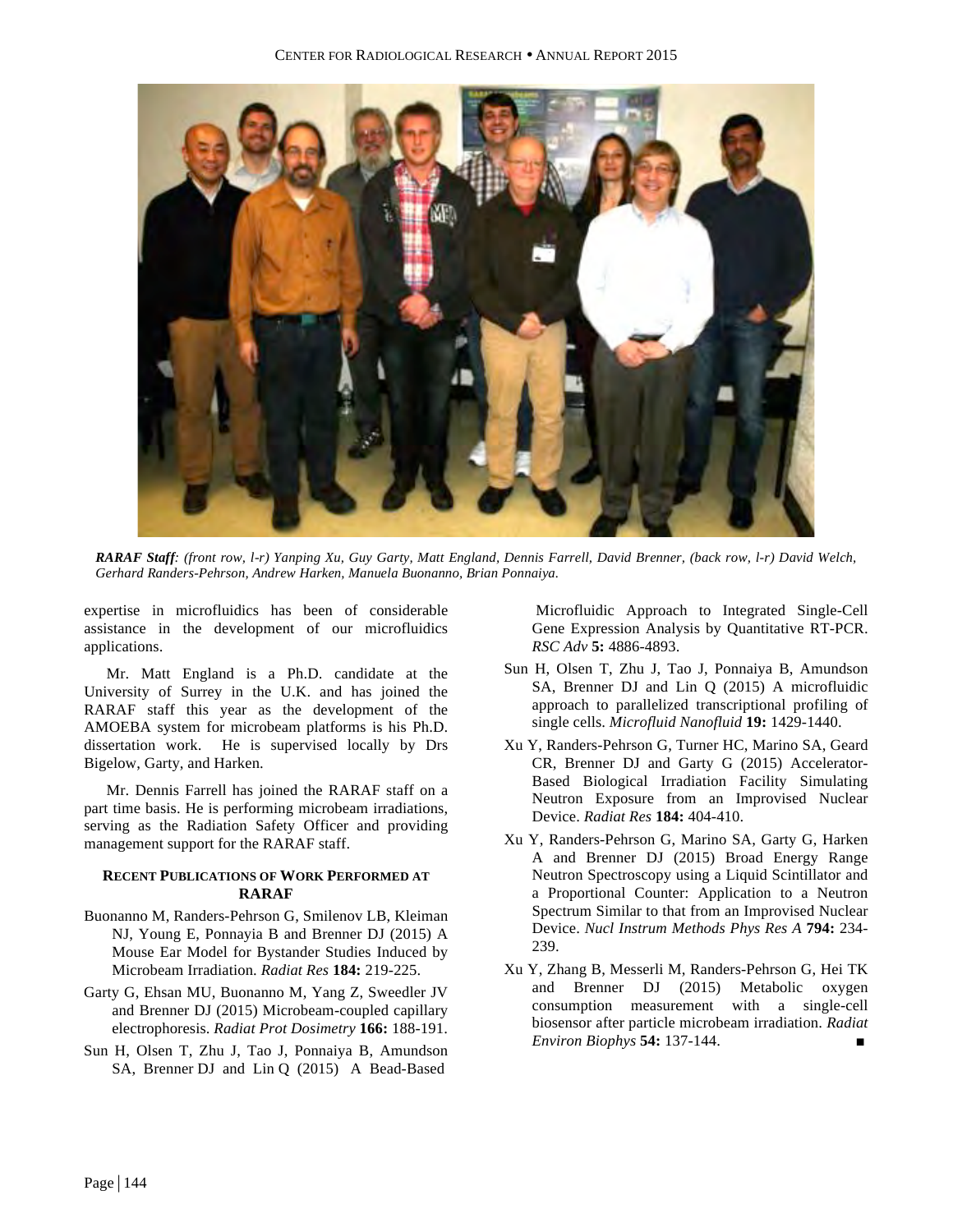***RARAF Staff**: (front row, l-r) Yanping Xu, Guy Garty, Matt England, Dennis Farrell, David Brenner, (back row, l-r) David Welch, Gerhard Randers-Pehrson, Andrew Harken, Manuela Buonanno, Brian Ponnaiya.*

expertise in microfluidics has been of considerable assistance in the development of our microfluidics applications.

Mr. Matt England is a Ph.D. candidate at the University of Surrey in the U.K. and has joined the RARAF staff this year as the development of the AMOEBA system for microbeam platforms is his Ph.D. dissertation work. He is supervised locally by Drs Bigelow, Garty, and Harken.

Mr. Dennis Farrell has joined the RARAF staff on a part time basis. He is performing microbeam irradiations, serving as the Radiation Safety Officer and providing management support for the RARAF staff.

### Recent Publications of Work Performed at RARAF

Buonanno M, Randers-Pehrson G, Smilenov LB, Kleiman NJ, Young E, Ponnayia B and Brenner DJ (2015) A Mouse Ear Model for Bystander Studies Induced by Microbeam Irradiation. *Radiat Res* **184:** 219-225.

Garty G, Ehsan MU, Buonanno M, Yang Z, Sweedler JV and Brenner DJ (2015) Microbeam-coupled capillary electrophoresis. *Radiat Prot Dosimetry* **166:** 188-191.

Sun H, Olsen T, Zhu J, Tao J, Ponnaiya B, Amundson SA, Brenner DJ and Lin Q (2015) A Bead-Based Microfluidic Approach to Integrated Single-Cell Gene Expression Analysis by Quantitative RT-PCR. *RSC Adv* **5:** 4886-4893.

Sun H, Olsen T, Zhu J, Tao J, Ponnaiya B, Amundson SA, Brenner DJ and Lin Q (2015) A microfluidic approach to parallelized transcriptional profiling of single cells. *Microfluid Nanofluid* **19:** 1429-1440.

Xu Y, Randers-Pehrson G, Turner HC, Marino SA, Geard CR, Brenner DJ and Garty G (2015) Accelerator-Based Biological Irradiation Facility Simulating Neutron Exposure from an Improvised Nuclear Device. *Radiat Res* **184:** 404-410.

Xu Y, Randers-Pehrson G, Marino SA, Garty G, Harken A and Brenner DJ (2015) Broad Energy Range Neutron Spectroscopy using a Liquid Scintillator and a Proportional Counter: Application to a Neutron Spectrum Similar to that from an Improvised Nuclear Device. *Nucl Instrum Methods Phys Res A* **794:** 234-239.

Xu Y, Zhang B, Messerli M, Randers-Pehrson G, Hei TK and Brenner DJ (2015) Metabolic oxygen consumption measurement with a single-cell biosensor after particle microbeam irradiation. *Radiat Environ Biophys* **54:** 137-144. ■